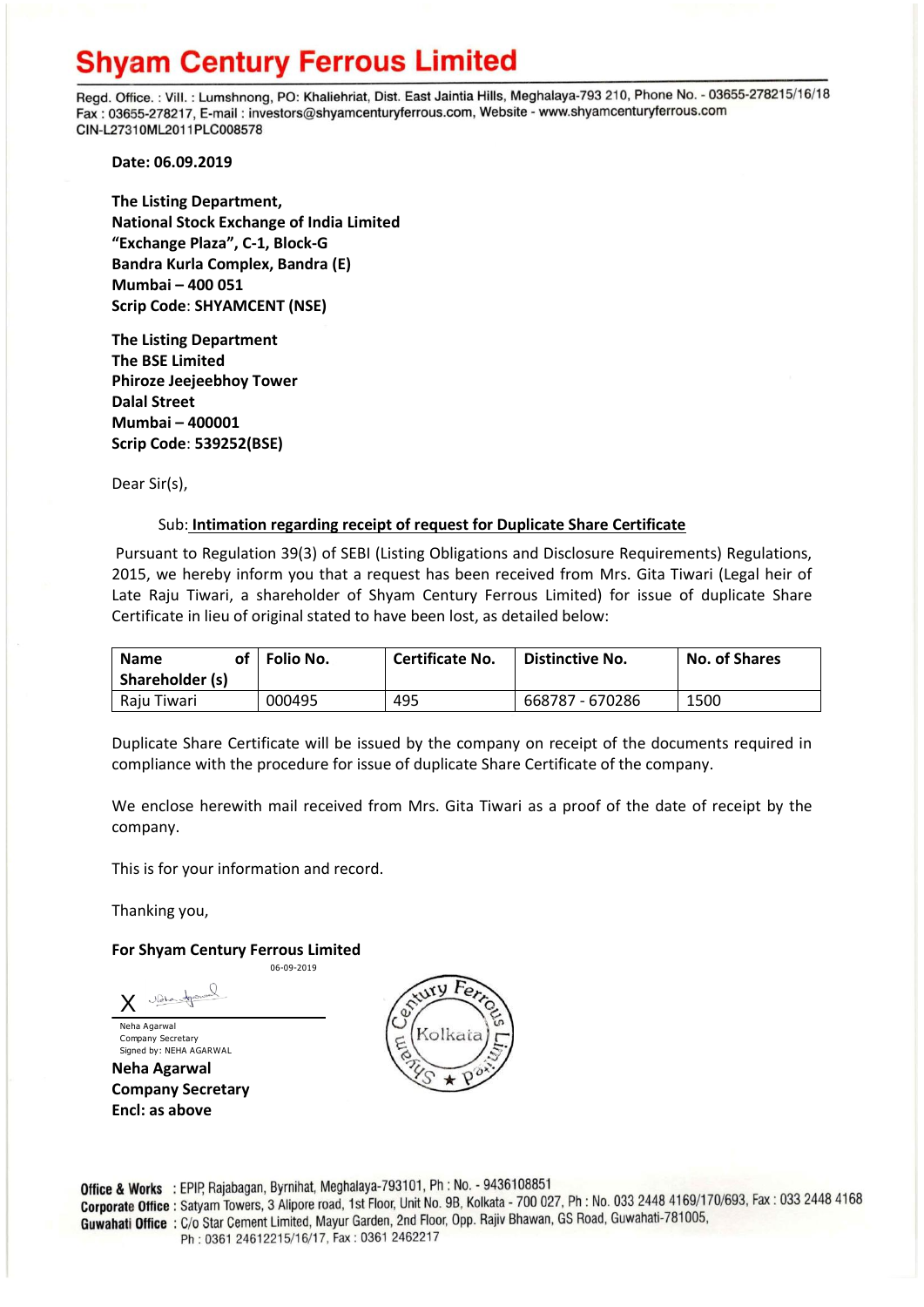# Shyam Century Ferrous Limited

Regd. Office. : Vill. : Lumshnong, PO: Khaliehriat, Dist. East Jaintia Hills, Meghalaya-793 210, Phone No. - 03655-278215/16/18
Fax : 03655-278217, E-mail : investors@shyamcenturyferrous.com, Website - www.shyamcenturyferrous.com
CIN-L27310ML2011PLC008578

**Date: 06.09.2019**

**The Listing Department,**
**National Stock Exchange of India Limited**
**"Exchange Plaza", C-1, Block-G**
**Bandra Kurla Complex, Bandra (E)**
**Mumbai – 400 051**
**Scrip Code: SHYAMCENT (NSE)**

**The Listing Department**
**The BSE Limited**
**Phiroze Jeejeebhoy Tower**
**Dalal Street**
**Mumbai – 400001**
**Scrip Code: 539252(BSE)**

Dear Sir(s),

Sub: **Intimation regarding receipt of request for Duplicate Share Certificate**

Pursuant to Regulation 39(3) of SEBI (Listing Obligations and Disclosure Requirements) Regulations, 2015, we hereby inform you that a request has been received from Mrs. Gita Tiwari (Legal heir of Late Raju Tiwari, a shareholder of Shyam Century Ferrous Limited) for issue of duplicate Share Certificate in lieu of original stated to have been lost, as detailed below:

| Name of Shareholder (s) | Folio No. | Certificate No. | Distinctive No. | No. of Shares |
|---|---|---|---|---|
| Raju Tiwari | 000495 | 495 | 668787 - 670286 | 1500 |

Duplicate Share Certificate will be issued by the company on receipt of the documents required in compliance with the procedure for issue of duplicate Share Certificate of the company.

We enclose herewith mail received from Mrs. Gita Tiwari as a proof of the date of receipt by the company.

This is for your information and record.

Thanking you,

**For Shyam Century Ferrous Limited**

06-09-2019

X

Neha Agarwal
Company Secretary
Signed by: NEHA AGARWAL

**Neha Agarwal**
**Company Secretary**
**Encl: as above**

**Office & Works** : EPIP, Rajabagan, Byrnihat, Meghalaya-793101, Ph : No. - 9436108851
**Corporate Office** : Satyam Towers, 3 Alipore road, 1st Floor, Unit No. 9B, Kolkata - 700 027, Ph : No. 033 2448 4169/170/693, Fax : 033 2448 4168
**Guwahati Office** : C/o Star Cement Limited, Mayur Garden, 2nd Floor, Opp. Rajiv Bhawan, GS Road, Guwahati-781005,
Ph : 0361 24612215/16/17, Fax : 0361 2462217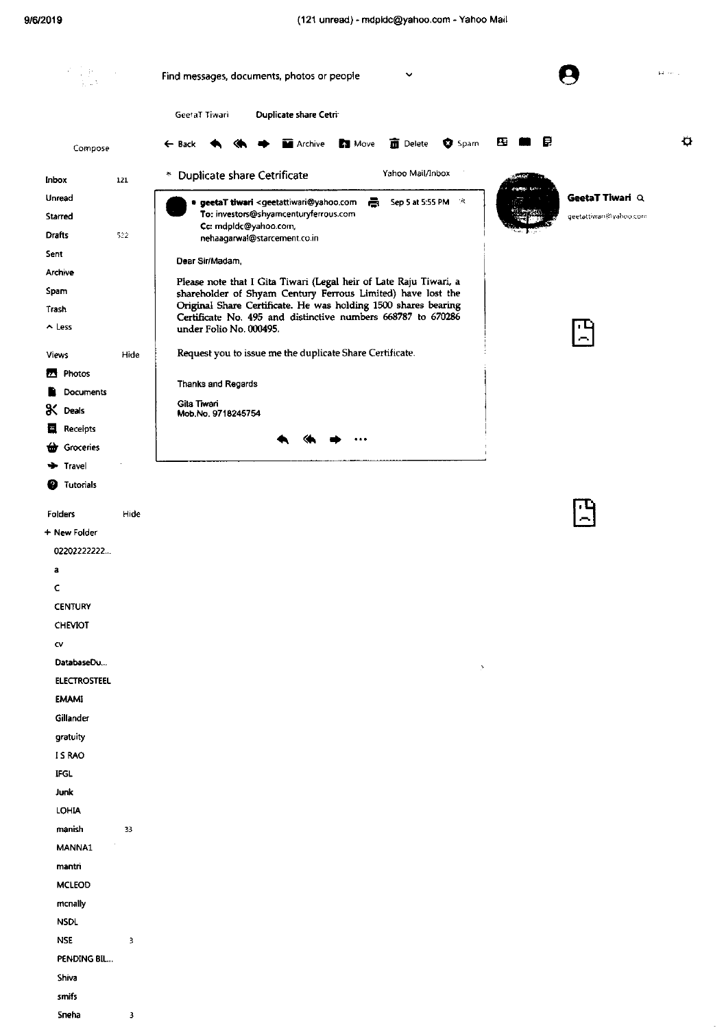Find messages, documents, photos or people

GeetaT Tiwari　　Duplicate share Cetri

Compose

← Back　Archive　Move　Delete　Spam

# Duplicate share Cetrificate

Yahoo Mail/Inbox

Inbox 121

Unread

Starred

Drafts 522

Sent

Archive

Spam

Trash

^ Less

Views Hide

Photos

Documents

Deals

Receipts

Groceries

Travel

Tutorials

Folders Hide

+ New Folder

02202222222...

a

c

CENTURY

CHEVIOT

cv

DatabaseDu...

ELECTROSTEEL

EMAMI

Gillander

gratuity

I S RAO

IFGL

Junk

LOHIA

manish 33

MANNA1

mantri

MCLEOD

mcnally

NSDL

NSE 3

PENDING BIL...

Shiva

smifs

Sneha 3

**geetaT tiwari** <geetattiwari@yahoo.com>　Sep 5 at 5:55 PM

To: investors@shyamcenturyferrous.com

Cc: mdpldc@yahoo.com, nehaagarwal@starcement.co.in

**GeetaT Tiwari**

geetattiwari@yahoo.com

Dear Sir/Madam,

Please note that I Gita Tiwari (Legal heir of Late Raju Tiwari, a shareholder of Shyam Century Ferrous Limited) have lost the Original Share Certificate. He was holding 1500 shares bearing Certificate No. 495 and distinctive numbers 668787 to 670286 under Folio No. 000495.

Request you to issue me the duplicate Share Certificate.

Thanks and Regards

Gita Tiwari
Mob.No. 9718245754